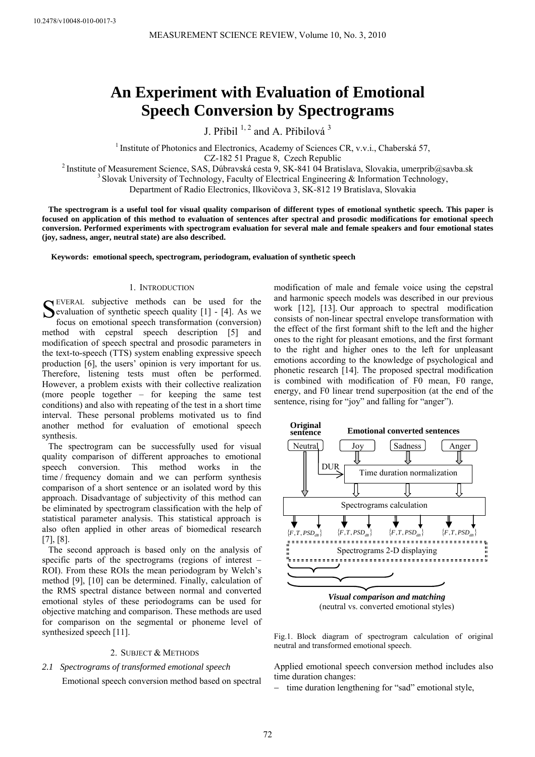10.2478/v10048-010-0017-3

# An Experiment with Evaluation of Emotional Speech Conversion by Spectrograms

J. Přibil [1, 2] and A. Přibilová [3]

[1] Institute of Photonics and Electronics, Academy of Sciences CR, v.v.i., Chaberská 57, CZ-182 51 Prague 8, Czech Republic
[2] Institute of Measurement Science, SAS, Dúbravská cesta 9, SK-841 04 Bratislava, Slovakia, umerprib@savba.sk
[3] Slovak University of Technology, Faculty of Electrical Engineering & Information Technology, Department of Radio Electronics, Ilkovičova 3, SK-812 19 Bratislava, Slovakia

**The spectrogram is a useful tool for visual quality comparison of different types of emotional synthetic speech. This paper is focused on application of this method to evaluation of sentences after spectral and prosodic modifications for emotional speech conversion. Performed experiments with spectrogram evaluation for several male and female speakers and four emotional states (joy, sadness, anger, neutral state) are also described.**

**Keywords: emotional speech, spectrogram, periodogram, evaluation of synthetic speech**

## 1. Introduction

Several subjective methods can be used for the evaluation of synthetic speech quality [1] - [4]. As we focus on emotional speech transformation (conversion) method with cepstral speech description [5] and modification of speech spectral and prosodic parameters in the text-to-speech (TTS) system enabling expressive speech production [6], the users' opinion is very important for us. Therefore, listening tests must often be performed. However, a problem exists with their collective realization (more people together – for keeping the same test conditions) and also with repeating of the test in a short time interval. These personal problems motivated us to find another method for evaluation of emotional speech synthesis.

The spectrogram can be successfully used for visual quality comparison of different approaches to emotional speech conversion. This method works in the time / frequency domain and we can perform synthesis comparison of a short sentence or an isolated word by this approach. Disadvantage of subjectivity of this method can be eliminated by spectrogram classification with the help of statistical parameter analysis. This statistical approach is also often applied in other areas of biomedical research [7], [8].

The second approach is based only on the analysis of specific parts of the spectrograms (regions of interest – ROI). From these ROIs the mean periodogram by Welch's method [9], [10] can be determined. Finally, calculation of the RMS spectral distance between normal and converted emotional styles of these periodograms can be used for objective matching and comparison. These methods are used for comparison on the segmental or phoneme level of synthesized speech [11].

## 2. Subject & Methods

### 2.1 Spectrograms of transformed emotional speech

Emotional speech conversion method based on spectral modification of male and female voice using the cepstral and harmonic speech models was described in our previous work [12], [13]. Our approach to spectral modification consists of non-linear spectral envelope transformation with the effect of the first formant shift to the left and the higher ones to the right for pleasant emotions, and the first formant to the right and higher ones to the left for unpleasant emotions according to the knowledge of psychological and phonetic research [14]. The proposed spectral modification is combined with modification of F0 mean, F0 range, energy, and F0 linear trend superposition (at the end of the sentence, rising for "joy" and falling for "anger").

**Original sentence** — **Emotional converted sentences**

Neutral | Joy | Sadness | Anger

DUR → Time duration normalization

Spectrograms calculation

$\{F, T, PSD_{dB}\}$ $\{F, T, PSD_{dB}\}$ $\{F, T, PSD_{dB}\}$ $\{F, T, PSD_{dB}\}$

Spectrograms 2-D displaying

***Visual comparison and matching***
(neutral vs. converted emotional styles)

Fig.1. Block diagram of spectrogram calculation of original neutral and transformed emotional speech.

Applied emotional speech conversion method includes also time duration changes:

- time duration lengthening for "sad" emotional style,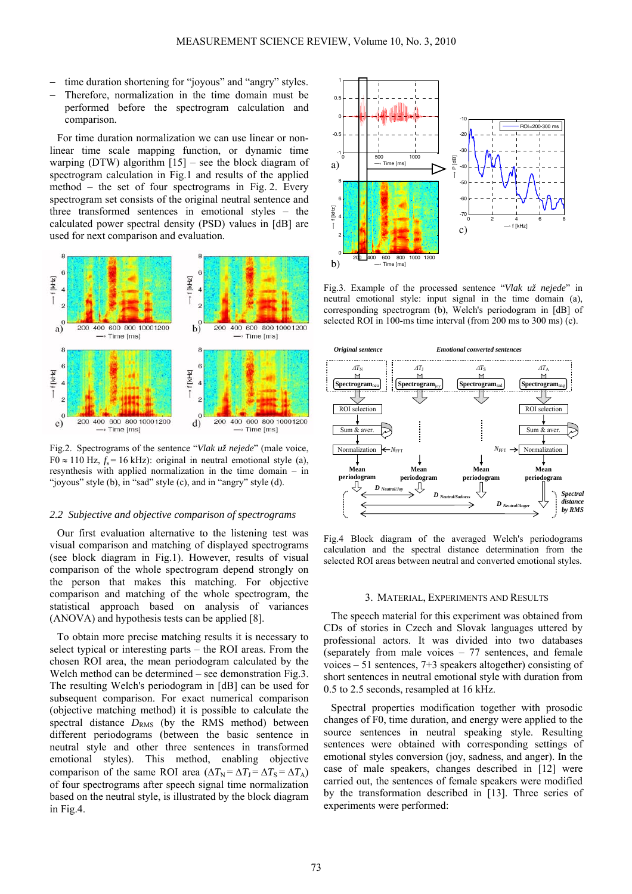- time duration shortening for "joyous" and "angry" styles.
- Therefore, normalization in the time domain must be performed before the spectrogram calculation and comparison.

For time duration normalization we can use linear or non-linear time scale mapping function, or dynamic time warping (DTW) algorithm [15] – see the block diagram of spectrogram calculation in Fig.1 and results of the applied method – the set of four spectrograms in Fig. 2. Every spectrogram set consists of the original neutral sentence and three transformed sentences in emotional styles – the calculated power spectral density (PSD) values in [dB] are used for next comparison and evaluation.

Fig.2. Spectrograms of the sentence "*Vlak už nejede*" (male voice, F0 ≈ 110 Hz, $f_s$ = 16 kHz): original in neutral emotional style (a), resynthesis with applied normalization in the time domain – in "joyous" style (b), in "sad" style (c), and in "angry" style (d).

### 2.2 Subjective and objective comparison of spectrograms

Our first evaluation alternative to the listening test was visual comparison and matching of displayed spectrograms (see block diagram in Fig.1). However, results of visual comparison of the whole spectrogram depend strongly on the person that makes this matching. For objective comparison and matching of the whole spectrogram, the statistical approach based on analysis of variances (ANOVA) and hypothesis tests can be applied [8].

To obtain more precise matching results it is necessary to select typical or interesting parts – the ROI areas. From the chosen ROI area, the mean periodogram calculated by the Welch method can be determined – see demonstration Fig.3. The resulting Welch's periodogram in [dB] can be used for subsequent comparison. For exact numerical comparison (objective matching method) it is possible to calculate the spectral distance $D_{RMS}$ (by the RMS method) between different periodograms (between the basic sentence in neutral style and other three sentences in transformed emotional styles). This method, enabling objective comparison of the same ROI area ($\Delta T_N = \Delta T_J = \Delta T_S = \Delta T_A$) of four spectrograms after speech signal time normalization based on the neutral style, is illustrated by the block diagram in Fig.4.

Fig.3. Example of the processed sentence "*Vlak už nejede*" in neutral emotional style: input signal in the time domain (a), corresponding spectrogram (b), Welch's periodogram in [dB] of selected ROI in 100-ms time interval (from 200 ms to 300 ms) (c).

Fig.4 Block diagram of the averaged Welch's periodograms calculation and the spectral distance determination from the selected ROI areas between neutral and converted emotional styles.

## 3. Material, Experiments and Results

The speech material for this experiment was obtained from CDs of stories in Czech and Slovak languages uttered by professional actors. It was divided into two databases (separately from male voices – 77 sentences, and female voices – 51 sentences, 7+3 speakers altogether) consisting of short sentences in neutral emotional style with duration from 0.5 to 2.5 seconds, resampled at 16 kHz.

Spectral properties modification together with prosodic changes of F0, time duration, and energy were applied to the source sentences in neutral speaking style. Resulting sentences were obtained with corresponding settings of emotional styles conversion (joy, sadness, and anger). In the case of male speakers, changes described in [12] were carried out, the sentences of female speakers were modified by the transformation described in [13]. Three series of experiments were performed: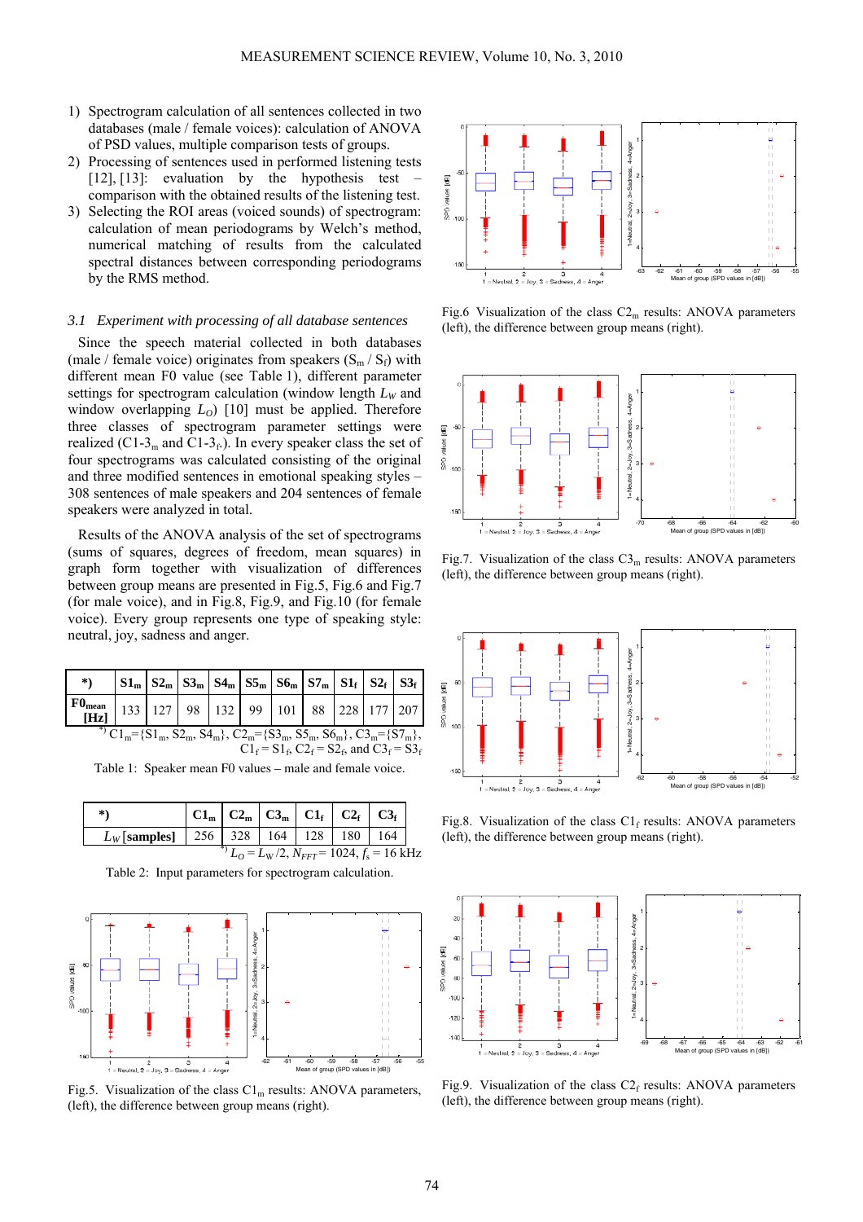1) Spectrogram calculation of all sentences collected in two databases (male / female voices): calculation of ANOVA of PSD values, multiple comparison tests of groups.
2) Processing of sentences used in performed listening tests [12], [13]: evaluation by the hypothesis test – comparison with the obtained results of the listening test.
3) Selecting the ROI areas (voiced sounds) of spectrogram: calculation of mean periodograms by Welch's method, numerical matching of results from the calculated spectral distances between corresponding periodograms by the RMS method.

### *3.1 Experiment with processing of all database sentences*

Since the speech material collected in both databases (male / female voice) originates from speakers ($S_m$ / $S_f$) with different mean F0 value (see Table 1), different parameter settings for spectrogram calculation (window length $L_W$ and window overlapping $L_O$) [10] must be applied. Therefore three classes of spectrogram parameter settings were realized (C1-3$_m$ and C1-3$_F$). In every speaker class the set of four spectrograms was calculated consisting of the original and three modified sentences in emotional speaking styles – 308 sentences of male speakers and 204 sentences of female speakers were analyzed in total.

Results of the ANOVA analysis of the set of spectrograms (sums of squares, degrees of freedom, mean squares) in graph form together with visualization of differences between group means are presented in Fig.5, Fig.6 and Fig.7 (for male voice), and in Fig.8, Fig.9, and Fig.10 (for female voice). Every group represents one type of speaking style: neutral, joy, sadness and anger.

| *) | S1$_m$ | S2$_m$ | S3$_m$ | S4$_m$ | S5$_m$ | S6$_m$ | S7$_m$ | S1$_f$ | S2$_f$ | S3$_f$ |
|---|---|---|---|---|---|---|---|---|---|---|
| F0$_{mean}$ [Hz] | 133 | 127 | 98 | 132 | 99 | 101 | 88 | 228 | 177 | 207 |

*) C1$_m$={S1$_m$, S2$_m$, S4$_m$}, C2$_m$={S3$_m$, S5$_m$, S6$_m$}, C3$_m$={S7$_m$}, C1$_f$ = S1$_f$, C2$_f$ = S2$_f$, and C3$_f$ = S3$_f$

Table 1: Speaker mean F0 values – male and female voice.

| *) | C1$_m$ | C2$_m$ | C3$_m$ | C1$_f$ | C2$_f$ | C3$_f$ |
|---|---|---|---|---|---|---|
| $L_W$ [samples] | 256 | 328 | 164 | 128 | 180 | 164 |

*) $L_O = L_W/2$, $N_{FFT}$ = 1024, $f_s$ = 16 kHz

Table 2: Input parameters for spectrogram calculation.

Fig.5. Visualization of the class C1$_m$ results: ANOVA parameters, (left), the difference between group means (right).

Fig.6 Visualization of the class C2$_m$ results: ANOVA parameters (left), the difference between group means (right).

Fig.7. Visualization of the class C3$_m$ results: ANOVA parameters (left), the difference between group means (right).

Fig.8. Visualization of the class C1$_f$ results: ANOVA parameters (left), the difference between group means (right).

Fig.9. Visualization of the class C2$_f$ results: ANOVA parameters (left), the difference between group means (right).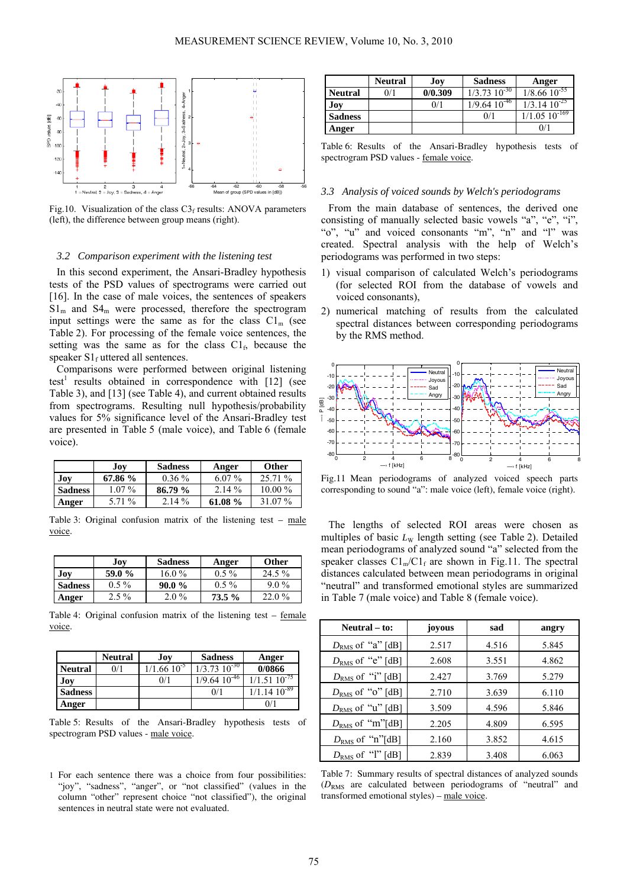Fig.10. Visualization of the class $C3_f$ results: ANOVA parameters (left), the difference between group means (right).

### 3.2 *Comparison experiment with the listening test*

In this second experiment, the Ansari-Bradley hypothesis tests of the PSD values of spectrograms were carried out [16]. In the case of male voices, the sentences of speakers $S1_m$ and $S4_m$ were processed, therefore the spectrogram input settings were the same as for the class $C1_m$ (see Table 2). For processing of the female voice sentences, the setting was the same as for the class $C1_f$, because the speaker $S1_f$ uttered all sentences.

Comparisons were performed between original listening test[1] results obtained in correspondence with [12] (see Table 3), and [13] (see Table 4), and current obtained results from spectrograms. Resulting null hypothesis/probability values for 5% significance level of the Ansari-Bradley test are presented in Table 5 (male voice), and Table 6 (female voice).

| | Joy | Sadness | Anger | Other |
|---|---|---|---|---|
| **Joy** | **67.86 %** | 0.36 % | 6.07 % | 25.71 % |
| **Sadness** | 1.07 % | **86.79 %** | 2.14 % | 10.00 % |
| **Anger** | 5.71 % | 2.14 % | **61.08 %** | 31.07 % |

Table 3: Original confusion matrix of the listening test – male voice.

| | Joy | Sadness | Anger | Other |
|---|---|---|---|---|
| **Joy** | **59.0 %** | 16.0 % | 0.5 % | 24.5 % |
| **Sadness** | 0.5 % | **90.0 %** | 0.5 % | 9.0 % |
| **Anger** | 2.5 % | 2.0 % | **73.5 %** | 22.0 % |

Table 4: Original confusion matrix of the listening test – female voice.

| | Neutral | Joy | Sadness | Anger |
|---|---|---|---|---|
| **Neutral** | 0/1 | $1/1.66\ 10^{-5}$ | $1/3.73\ 10^{-30}$ | **0/0866** |
| **Joy** | | 0/1 | $1/9.64\ 10^{-46}$ | $1/1.51\ 10^{-75}$ |
| **Sadness** | | | 0/1 | $1/1.14\ 10^{-89}$ |
| **Anger** | | | | 0/1 |

Table 5: Results of the Ansari-Bradley hypothesis tests of spectrogram PSD values - male voice.

1 For each sentence there was a choice from four possibilities: "joy", "sadness", "anger", or "not classified" (values in the column "other" represent choice "not classified"), the original sentences in neutral state were not evaluated.

| | Neutral | Joy | Sadness | Anger |
|---|---|---|---|---|
| **Neutral** | 0/1 | **0/0.309** | $1/3.73\ 10^{-30}$ | $1/8.66\ 10^{-55}$ |
| **Joy** | | 0/1 | $1/9.64\ 10^{-46}$ | $1/3.14\ 10^{-25}$ |
| **Sadness** | | | 0/1 | $1/1.05\ 10^{-169}$ |
| **Anger** | | | | 0/1 |

Table 6: Results of the Ansari-Bradley hypothesis tests of spectrogram PSD values - female voice.

### 3.3 *Analysis of voiced sounds by Welch's periodograms*

From the main database of sentences, the derived one consisting of manually selected basic vowels "a", "e", "i", "o", "u" and voiced consonants "m", "n" and "l" was created. Spectral analysis with the help of Welch's periodograms was performed in two steps:

1) visual comparison of calculated Welch's periodograms (for selected ROI from the database of vowels and voiced consonants),
2) numerical matching of results from the calculated spectral distances between corresponding periodograms by the RMS method.

Fig.11 Mean periodograms of analyzed voiced speech parts corresponding to sound "a": male voice (left), female voice (right).

The lengths of selected ROI areas were chosen as multiples of basic $L_W$ length setting (see Table 2). Detailed mean periodograms of analyzed sound "a" selected from the speaker classes $C1_m$/$C1_f$ are shown in Fig.11. The spectral distances calculated between mean periodograms in original "neutral" and transformed emotional styles are summarized in Table 7 (male voice) and Table 8 (female voice).

| Neutral – to: | joyous | sad | angry |
|---|---|---|---|
| $D_{RMS}$ of "a" [dB] | 2.517 | 4.516 | 5.845 |
| $D_{RMS}$ of "e" [dB] | 2.608 | 3.551 | 4.862 |
| $D_{RMS}$ of "i" [dB] | 2.427 | 3.769 | 5.279 |
| $D_{RMS}$ of "o" [dB] | 2.710 | 3.639 | 6.110 |
| $D_{RMS}$ of "u" [dB] | 3.509 | 4.596 | 5.846 |
| $D_{RMS}$ of "m"[dB] | 2.205 | 4.809 | 6.595 |
| $D_{RMS}$ of "n"[dB] | 2.160 | 3.852 | 4.615 |
| $D_{RMS}$ of "l" [dB] | 2.839 | 3.408 | 6.063 |

Table 7: Summary results of spectral distances of analyzed sounds ($D_{RMS}$ are calculated between periodograms of "neutral" and transformed emotional styles) – male voice.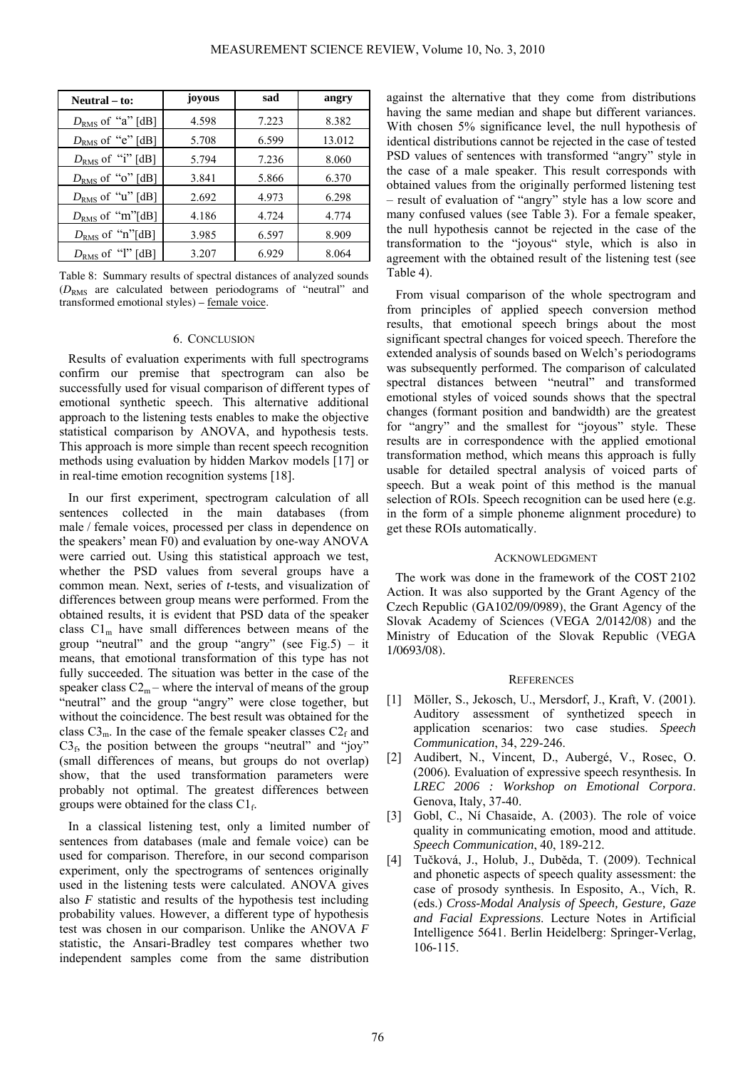| Neutral – to: | joyous | sad | angry |
| --- | --- | --- | --- |
| $D_{RMS}$ of "a" [dB] | 4.598 | 7.223 | 8.382 |
| $D_{RMS}$ of "e" [dB] | 5.708 | 6.599 | 13.012 |
| $D_{RMS}$ of "i" [dB] | 5.794 | 7.236 | 8.060 |
| $D_{RMS}$ of "o" [dB] | 3.841 | 5.866 | 6.370 |
| $D_{RMS}$ of "u" [dB] | 2.692 | 4.973 | 6.298 |
| $D_{RMS}$ of "m"[dB] | 4.186 | 4.724 | 4.774 |
| $D_{RMS}$ of "n"[dB] | 3.985 | 6.597 | 8.909 |
| $D_{RMS}$ of "l" [dB] | 3.207 | 6.929 | 8.064 |

Table 8: Summary results of spectral distances of analyzed sounds ($D_{RMS}$ are calculated between periodograms of "neutral" and transformed emotional styles) – female voice.

## 6. CONCLUSION

Results of evaluation experiments with full spectrograms confirm our premise that spectrogram can also be successfully used for visual comparison of different types of emotional synthetic speech. This alternative additional approach to the listening tests enables to make the objective statistical comparison by ANOVA, and hypothesis tests. This approach is more simple than recent speech recognition methods using evaluation by hidden Markov models [17] or in real-time emotion recognition systems [18].

In our first experiment, spectrogram calculation of all sentences collected in the main databases (from male / female voices, processed per class in dependence on the speakers' mean F0) and evaluation by one-way ANOVA were carried out. Using this statistical approach we test, whether the PSD values from several groups have a common mean. Next, series of *t*-tests, and visualization of differences between group means were performed. From the obtained results, it is evident that PSD data of the speaker class $C1_m$ have small differences between means of the group "neutral" and the group "angry" (see Fig.5) – it means, that emotional transformation of this type has not fully succeeded. The situation was better in the case of the speaker class $C2_m$ – where the interval of means of the group "neutral" and the group "angry" were close together, but without the coincidence. The best result was obtained for the class $C3_m$. In the case of the female speaker classes $C2_f$ and $C3_f$, the position between the groups "neutral" and "joy" (small differences of means, but groups do not overlap) show, that the used transformation parameters were probably not optimal. The greatest differences between groups were obtained for the class $C1_f$.

In a classical listening test, only a limited number of sentences from databases (male and female voice) can be used for comparison. Therefore, in our second comparison experiment, only the spectrograms of sentences originally used in the listening tests were calculated. ANOVA gives also *F* statistic and results of the hypothesis test including probability values. However, a different type of hypothesis test was chosen in our comparison. Unlike the ANOVA *F* statistic, the Ansari-Bradley test compares whether two independent samples come from the same distribution against the alternative that they come from distributions having the same median and shape but different variances. With chosen 5% significance level, the null hypothesis of identical distributions cannot be rejected in the case of tested PSD values of sentences with transformed "angry" style in the case of a male speaker. This result corresponds with obtained values from the originally performed listening test – result of evaluation of "angry" style has a low score and many confused values (see Table 3). For a female speaker, the null hypothesis cannot be rejected in the case of the transformation to the "joyous" style, which is also in agreement with the obtained result of the listening test (see Table 4).

From visual comparison of the whole spectrogram and from principles of applied speech conversion method results, that emotional speech brings about the most significant spectral changes for voiced speech. Therefore the extended analysis of sounds based on Welch's periodograms was subsequently performed. The comparison of calculated spectral distances between "neutral" and transformed emotional styles of voiced sounds shows that the spectral changes (formant position and bandwidth) are the greatest for "angry" and the smallest for "joyous" style. These results are in correspondence with the applied emotional transformation method, which means this approach is fully usable for detailed spectral analysis of voiced parts of speech. But a weak point of this method is the manual selection of ROIs. Speech recognition can be used here (e.g. in the form of a simple phoneme alignment procedure) to get these ROIs automatically.

## ACKNOWLEDGMENT

The work was done in the framework of the COST 2102 Action. It was also supported by the Grant Agency of the Czech Republic (GA102/09/0989), the Grant Agency of the Slovak Academy of Sciences (VEGA 2/0142/08) and the Ministry of Education of the Slovak Republic (VEGA 1/0693/08).

## REFERENCES

[1] Möller, S., Jekosch, U., Mersdorf, J., Kraft, V. (2001). Auditory assessment of synthetized speech in application scenarios: two case studies. *Speech Communication*, 34, 229-246.

[2] Audibert, N., Vincent, D., Aubergé, V., Rosec, O. (2006). Evaluation of expressive speech resynthesis. In *LREC 2006 : Workshop on Emotional Corpora*. Genova, Italy, 37-40.

[3] Gobl, C., Ní Chasaide, A. (2003). The role of voice quality in communicating emotion, mood and attitude. *Speech Communication*, 40, 189-212.

[4] Tučková, J., Holub, J., Duběda, T. (2009). Technical and phonetic aspects of speech quality assessment: the case of prosody synthesis. In Esposito, A., Vích, R. (eds.) *Cross-Modal Analysis of Speech, Gesture, Gaze and Facial Expressions*. Lecture Notes in Artificial Intelligence 5641. Berlin Heidelberg: Springer-Verlag, 106-115.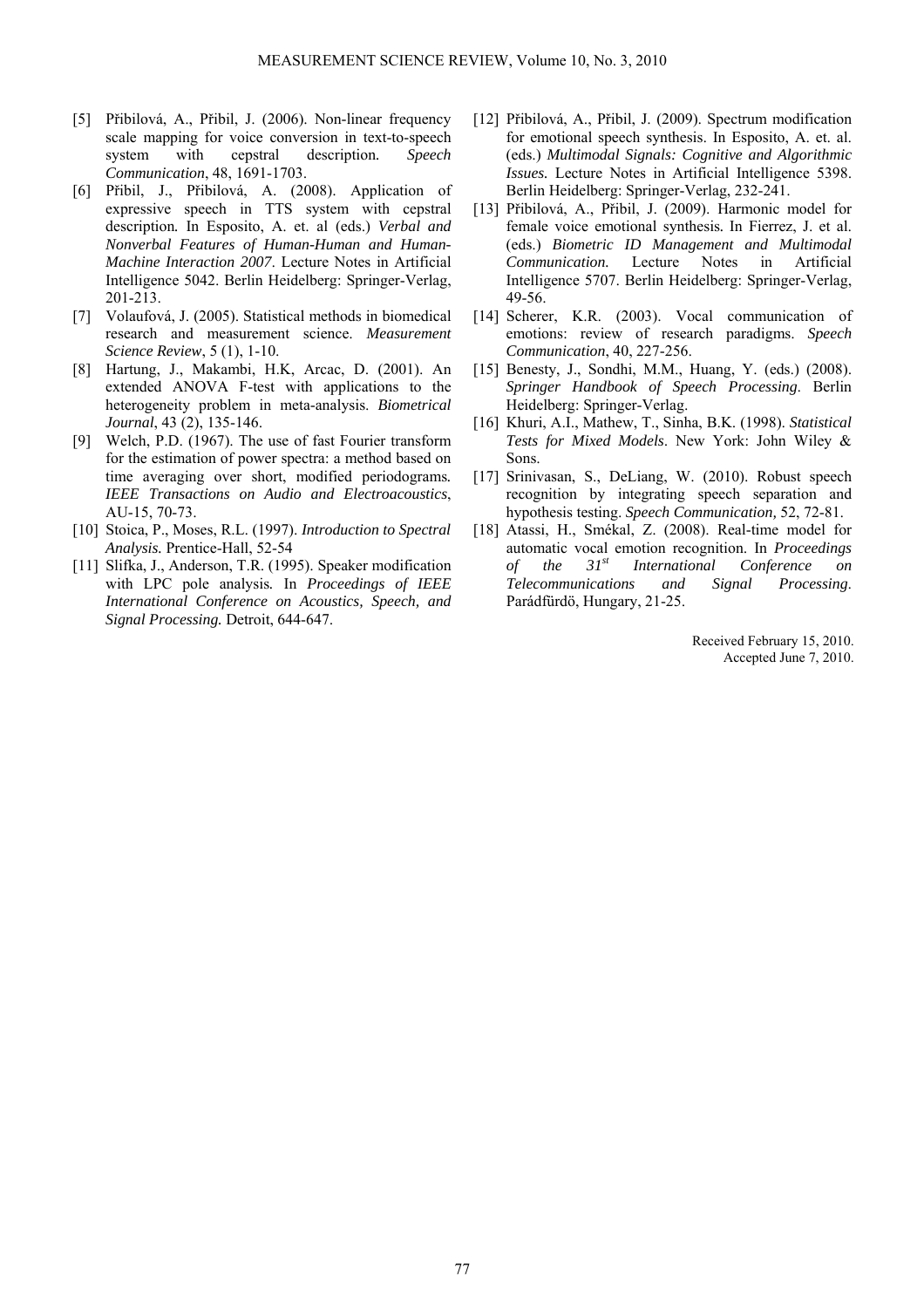[5] Přibilová, A., Přibil, J. (2006). Non-linear frequency scale mapping for voice conversion in text-to-speech system with cepstral description. *Speech Communication*, 48, 1691-1703.

[6] Přibil, J., Přibilová, A. (2008). Application of expressive speech in TTS system with cepstral description. In Esposito, A. et. al (eds.) *Verbal and Nonverbal Features of Human-Human and Human-Machine Interaction 2007*. Lecture Notes in Artificial Intelligence 5042. Berlin Heidelberg: Springer-Verlag, 201-213.

[7] Volaufová, J. (2005). Statistical methods in biomedical research and measurement science. *Measurement Science Review*, 5 (1), 1-10.

[8] Hartung, J., Makambi, H.K, Arcac, D. (2001). An extended ANOVA F-test with applications to the heterogeneity problem in meta-analysis. *Biometrical Journal*, 43 (2), 135-146.

[9] Welch, P.D. (1967). The use of fast Fourier transform for the estimation of power spectra: a method based on time averaging over short, modified periodograms. *IEEE Transactions on Audio and Electroacoustics*, AU-15, 70-73.

[10] Stoica, P., Moses, R.L. (1997). *Introduction to Spectral Analysis.* Prentice-Hall, 52-54

[11] Slifka, J., Anderson, T.R. (1995). Speaker modification with LPC pole analysis. In *Proceedings of IEEE International Conference on Acoustics, Speech, and Signal Processing.* Detroit, 644-647.

[12] Přibilová, A., Přibil, J. (2009). Spectrum modification for emotional speech synthesis. In Esposito, A. et. al. (eds.) *Multimodal Signals: Cognitive and Algorithmic Issues.* Lecture Notes in Artificial Intelligence 5398. Berlin Heidelberg: Springer-Verlag, 232-241.

[13] Přibilová, A., Přibil, J. (2009). Harmonic model for female voice emotional synthesis. In Fierrez, J. et al. (eds.) *Biometric ID Management and Multimodal Communication.* Lecture Notes in Artificial Intelligence 5707. Berlin Heidelberg: Springer-Verlag, 49-56.

[14] Scherer, K.R. (2003). Vocal communication of emotions: review of research paradigms. *Speech Communication*, 40, 227-256.

[15] Benesty, J., Sondhi, M.M., Huang, Y. (eds.) (2008). *Springer Handbook of Speech Processing*. Berlin Heidelberg: Springer-Verlag.

[16] Khuri, A.I., Mathew, T., Sinha, B.K. (1998). *Statistical Tests for Mixed Models*. New York: John Wiley & Sons.

[17] Srinivasan, S., DeLiang, W. (2010). Robust speech recognition by integrating speech separation and hypothesis testing. *Speech Communication,* 52, 72-81.

[18] Atassi, H., Smékal, Z. (2008). Real-time model for automatic vocal emotion recognition. In *Proceedings of the 31st International Conference on Telecommunications and Signal Processing*. Parádfürdö, Hungary, 21-25.

Received February 15, 2010.
Accepted June 7, 2010.